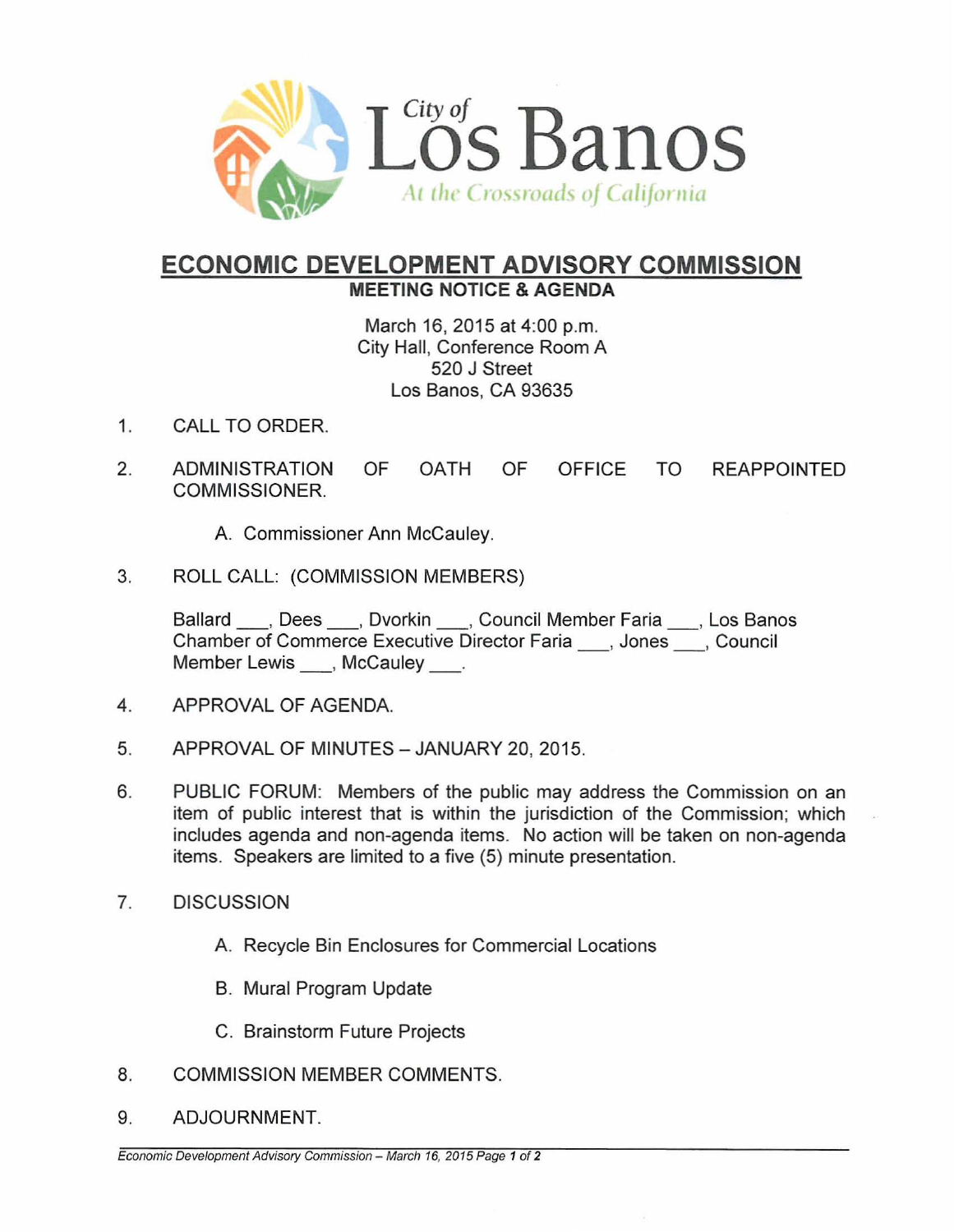City of Los Banos

*At the Crossroads of California*

# ECONOMIC DEVELOPMENT ADVISORY COMMISSION

## MEETING NOTICE & AGENDA

March 16, 2015 at 4:00 p.m.
City Hall, Conference Room A
520 J Street
Los Banos, CA 93635

1. CALL TO ORDER.

2. ADMINISTRATION OF OATH OF OFFICE TO REAPPOINTED COMMISSIONER.

   A. Commissioner Ann McCauley.

3. ROLL CALL: (COMMISSION MEMBERS)

   Ballard ___, Dees ___, Dvorkin ___, Council Member Faria ___, Los Banos Chamber of Commerce Executive Director Faria ___, Jones ___, Council Member Lewis ___, McCauley ___.

4. APPROVAL OF AGENDA.

5. APPROVAL OF MINUTES – JANUARY 20, 2015.

6. PUBLIC FORUM: Members of the public may address the Commission on an item of public interest that is within the jurisdiction of the Commission; which includes agenda and non-agenda items. No action will be taken on non-agenda items. Speakers are limited to a five (5) minute presentation.

7. DISCUSSION

   A. Recycle Bin Enclosures for Commercial Locations

   B. Mural Program Update

   C. Brainstorm Future Projects

8. COMMISSION MEMBER COMMENTS.

9. ADJOURNMENT.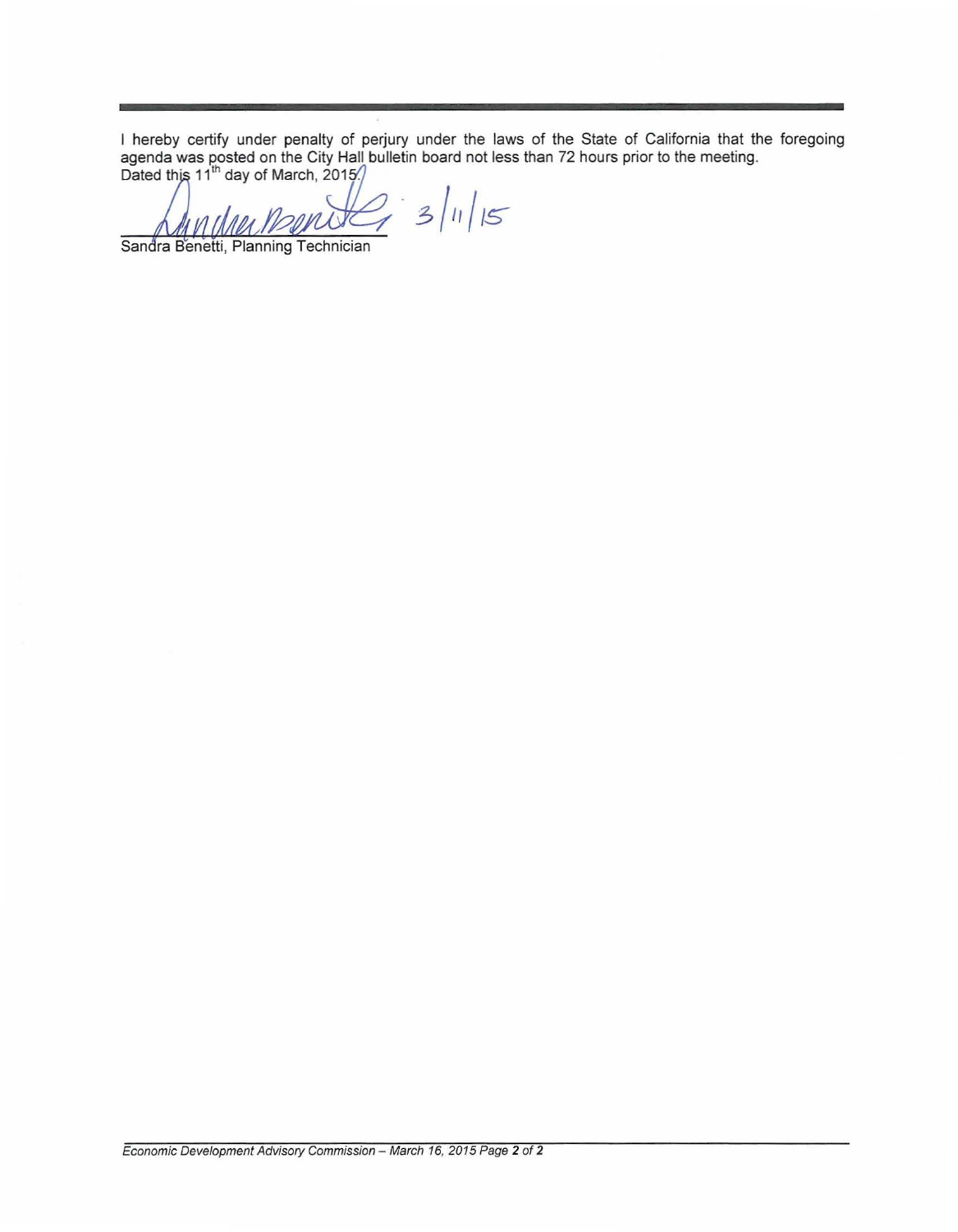---

I hereby certify under penalty of perjury under the laws of the State of California that the foregoing agenda was posted on the City Hall bulletin board not less than 72 hours prior to the meeting.
Dated this 11th day of March, 2015.

3/11/15

Sandra Benetti, Planning Technician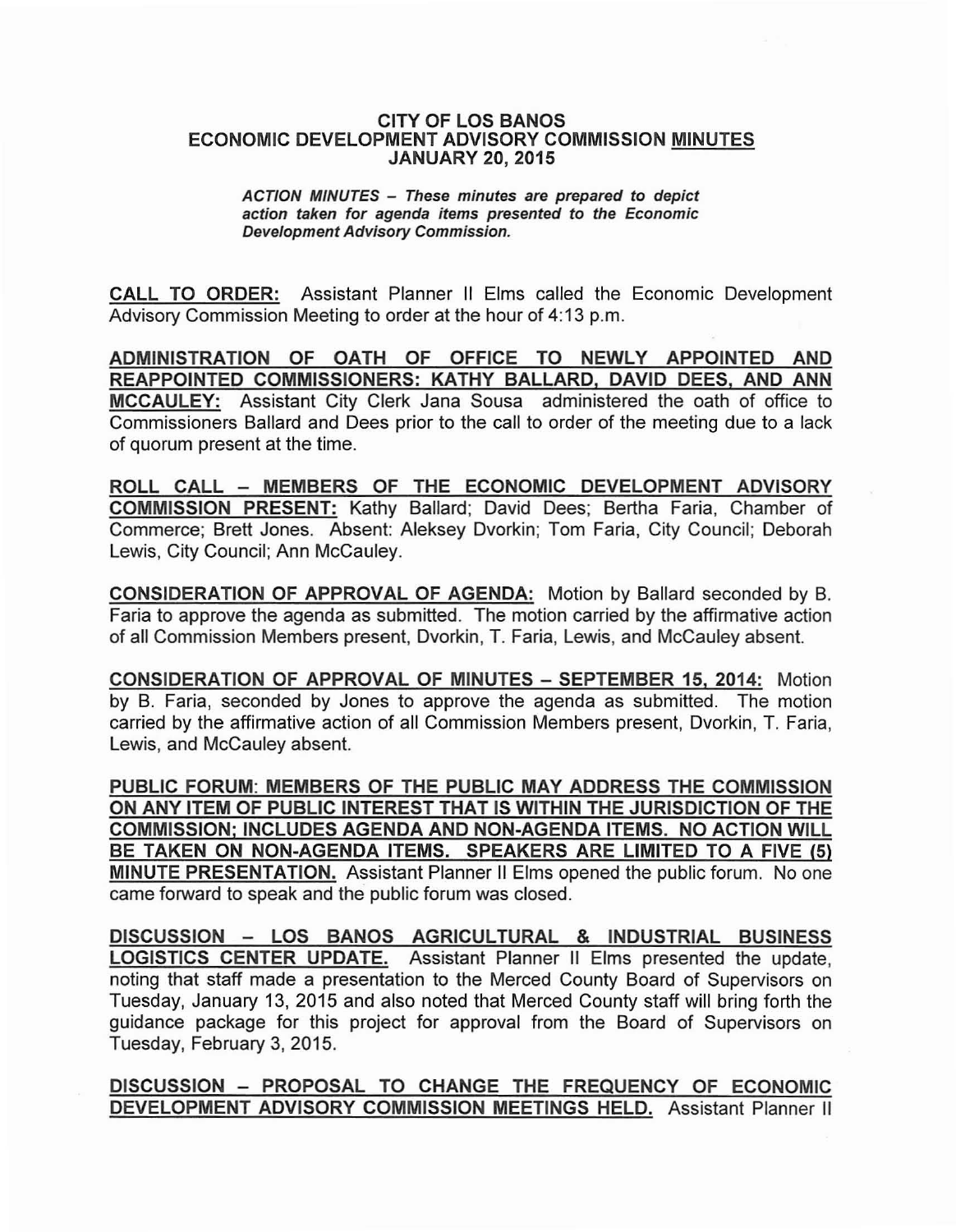# CITY OF LOS BANOS
# ECONOMIC DEVELOPMENT ADVISORY COMMISSION MINUTES
# JANUARY 20, 2015

***ACTION MINUTES – These minutes are prepared to depict action taken for agenda items presented to the Economic Development Advisory Commission.***

**CALL TO ORDER:** Assistant Planner II Elms called the Economic Development Advisory Commission Meeting to order at the hour of 4:13 p.m.

**ADMINISTRATION OF OATH OF OFFICE TO NEWLY APPOINTED AND REAPPOINTED COMMISSIONERS: KATHY BALLARD, DAVID DEES, AND ANN MCCAULEY:** Assistant City Clerk Jana Sousa administered the oath of office to Commissioners Ballard and Dees prior to the call to order of the meeting due to a lack of quorum present at the time.

**ROLL CALL – MEMBERS OF THE ECONOMIC DEVELOPMENT ADVISORY COMMISSION PRESENT:** Kathy Ballard; David Dees; Bertha Faria, Chamber of Commerce; Brett Jones. Absent: Aleksey Dvorkin; Tom Faria, City Council; Deborah Lewis, City Council; Ann McCauley.

**CONSIDERATION OF APPROVAL OF AGENDA:** Motion by Ballard seconded by B. Faria to approve the agenda as submitted. The motion carried by the affirmative action of all Commission Members present, Dvorkin, T. Faria, Lewis, and McCauley absent.

**CONSIDERATION OF APPROVAL OF MINUTES – SEPTEMBER 15, 2014:** Motion by B. Faria, seconded by Jones to approve the agenda as submitted. The motion carried by the affirmative action of all Commission Members present, Dvorkin, T. Faria, Lewis, and McCauley absent.

**PUBLIC FORUM: MEMBERS OF THE PUBLIC MAY ADDRESS THE COMMISSION ON ANY ITEM OF PUBLIC INTEREST THAT IS WITHIN THE JURISDICTION OF THE COMMISSION; INCLUDES AGENDA AND NON-AGENDA ITEMS. NO ACTION WILL BE TAKEN ON NON-AGENDA ITEMS. SPEAKERS ARE LIMITED TO A FIVE (5) MINUTE PRESENTATION.** Assistant Planner II Elms opened the public forum. No one came forward to speak and the public forum was closed.

**DISCUSSION – LOS BANOS AGRICULTURAL & INDUSTRIAL BUSINESS LOGISTICS CENTER UPDATE.** Assistant Planner II Elms presented the update, noting that staff made a presentation to the Merced County Board of Supervisors on Tuesday, January 13, 2015 and also noted that Merced County staff will bring forth the guidance package for this project for approval from the Board of Supervisors on Tuesday, February 3, 2015.

**DISCUSSION – PROPOSAL TO CHANGE THE FREQUENCY OF ECONOMIC DEVELOPMENT ADVISORY COMMISSION MEETINGS HELD.** Assistant Planner II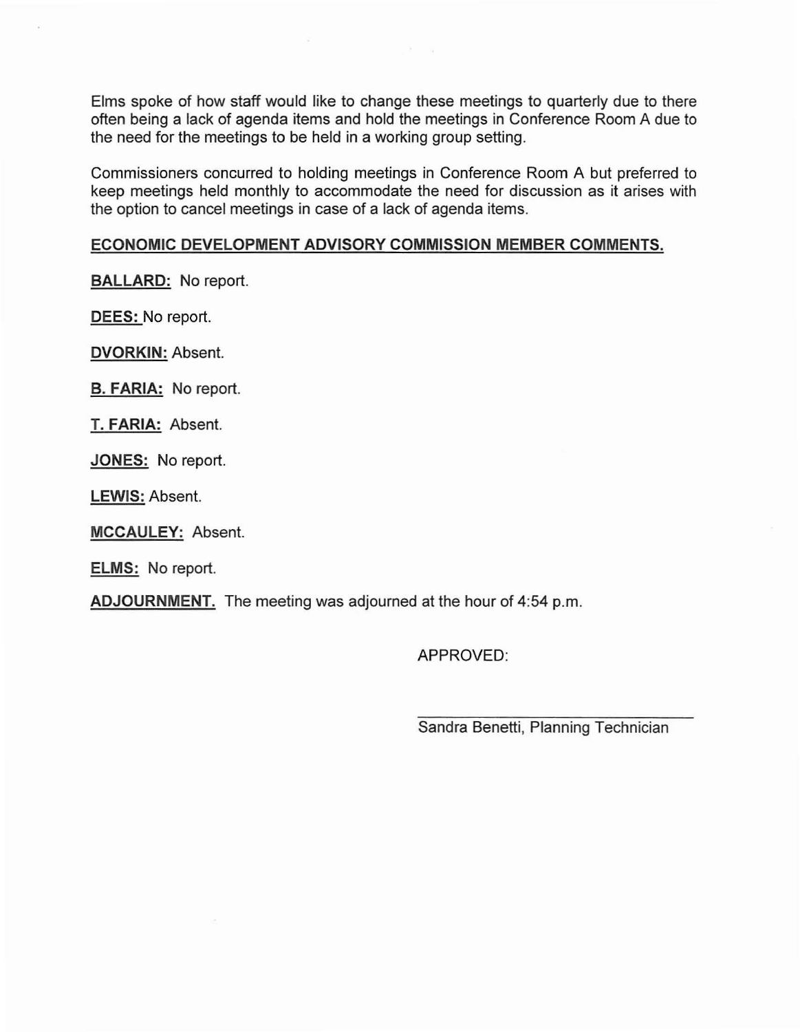Elms spoke of how staff would like to change these meetings to quarterly due to there often being a lack of agenda items and hold the meetings in Conference Room A due to the need for the meetings to be held in a working group setting.

Commissioners concurred to holding meetings in Conference Room A but preferred to keep meetings held monthly to accommodate the need for discussion as it arises with the option to cancel meetings in case of a lack of agenda items.

**ECONOMIC DEVELOPMENT ADVISORY COMMISSION MEMBER COMMENTS.**

**BALLARD:** No report.

**DEES:** No report.

**DVORKIN:** Absent.

**B. FARIA:** No report.

**T. FARIA:** Absent.

**JONES:** No report.

**LEWIS:** Absent.

**MCCAULEY:** Absent.

**ELMS:** No report.

**ADJOURNMENT.** The meeting was adjourned at the hour of 4:54 p.m.

APPROVED:

\_\_\_\_\_\_\_\_\_\_\_\_\_\_\_\_\_\_\_\_\_\_\_\_\_\_\_\_\_\_

Sandra Benetti, Planning Technician